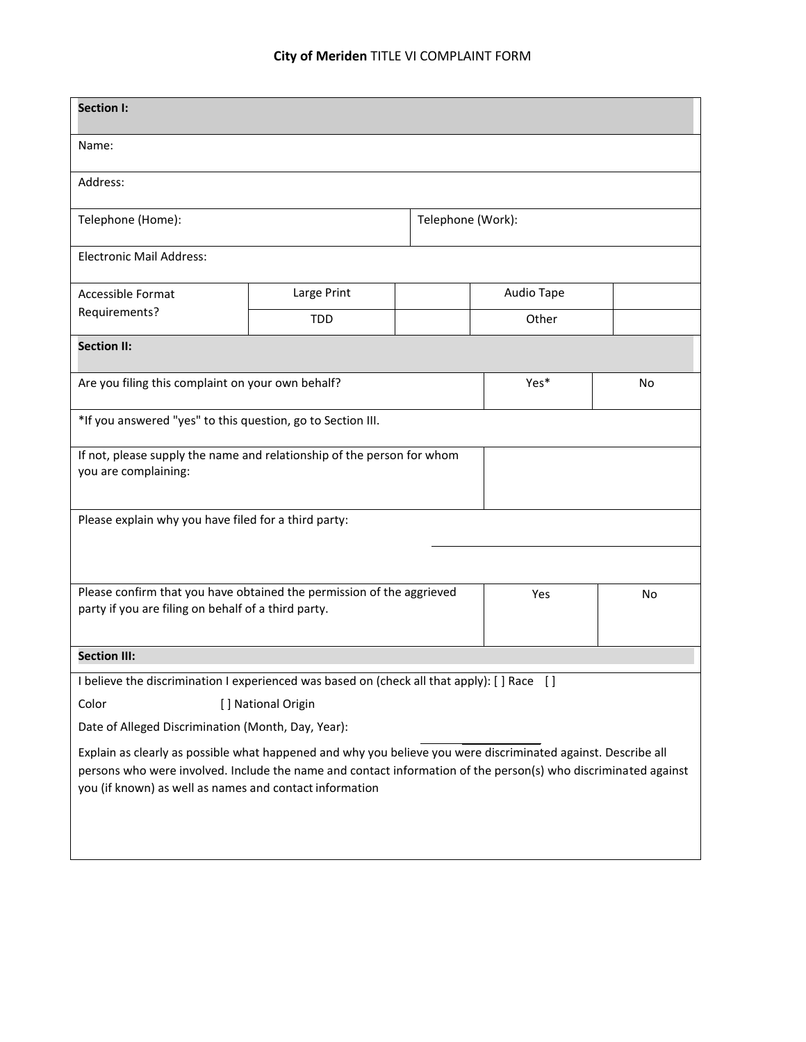# **City of Meriden** TITLE VI COMPLAINT FORM

| **Section I:** | | | | |
|---|---|---|---|---|
| Name: | | | | |
| Address: | | | | |
| Telephone (Home): | | | Telephone (Work): | |
| Electronic Mail Address: | | | | |
| Accessible Format Requirements? | Large Print | | Audio Tape | |
| | TDD | | Other | |

| **Section II:** | | |
|---|---|---|
| Are you filing this complaint on your own behalf? | Yes* | No |
| *If you answered "yes" to this question, go to Section III. | | |
| If not, please supply the name and relationship of the person for whom you are complaining: | | |
| Please explain why you have filed for a third party: | | |
| Please confirm that you have obtained the permission of the aggrieved party if you are filing on behalf of a third party. | Yes | No |

**Section III:**

I believe the discrimination I experienced was based on (check all that apply): [ ] Race [ ] Color [ ] National Origin

Date of Alleged Discrimination (Month, Day, Year): ____________

Explain as clearly as possible what happened and why you believe you were discriminated against. Describe all persons who were involved. Include the name and contact information of the person(s) who discriminated against you (if known) as well as names and contact information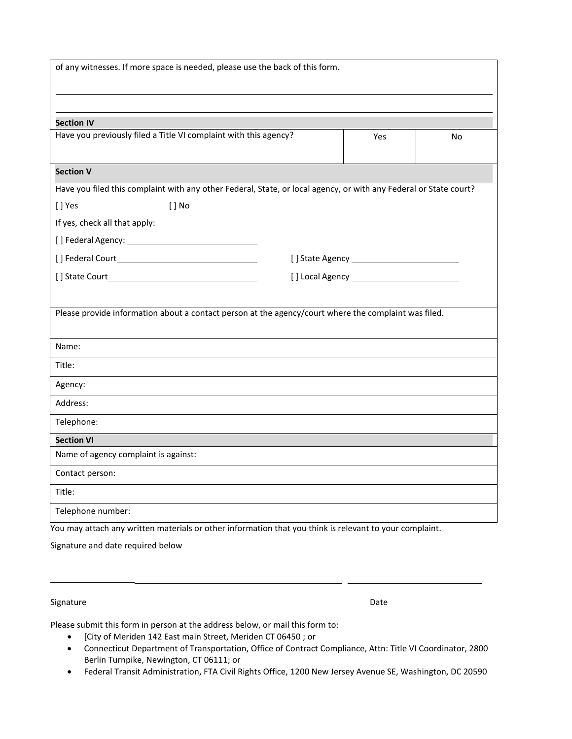of any witnesses. If more space is needed, please use the back of this form.

______________________________________________________________________________

______________________________________________________________________________

**Section IV**

| | | |
|---|---|---|
| Have you previously filed a Title VI complaint with this agency? | Yes | No |

**Section V**

Have you filed this complaint with any other Federal, State, or local agency, or with any Federal or State court?

[ ] Yes [ ] No

If yes, check all that apply:

[ ] Federal Agency: ____________________________

[ ] Federal Court ____________________________ [ ] State Agency ____________________________

[ ] State Court ____________________________ [ ] Local Agency ____________________________

Please provide information about a contact person at the agency/court where the complaint was filed.

| |
|---|
| Name: |
| Title: |
| Agency: |
| Address: |
| Telephone: |

**Section VI**

| |
|---|
| Name of agency complaint is against: |
| Contact person: |
| Title: |
| Telephone number: |

You may attach any written materials or other information that you think is relevant to your complaint.

Signature and date required below

______________________________________________ ____________________________

Signature Date

Please submit this form in person at the address below, or mail this form to:

- [City of Meriden 142 East main Street, Meriden CT 06450 ; or
- Connecticut Department of Transportation, Office of Contract Compliance, Attn: Title VI Coordinator, 2800 Berlin Turnpike, Newington, CT 06111; or
- Federal Transit Administration, FTA Civil Rights Office, 1200 New Jersey Avenue SE, Washington, DC 20590